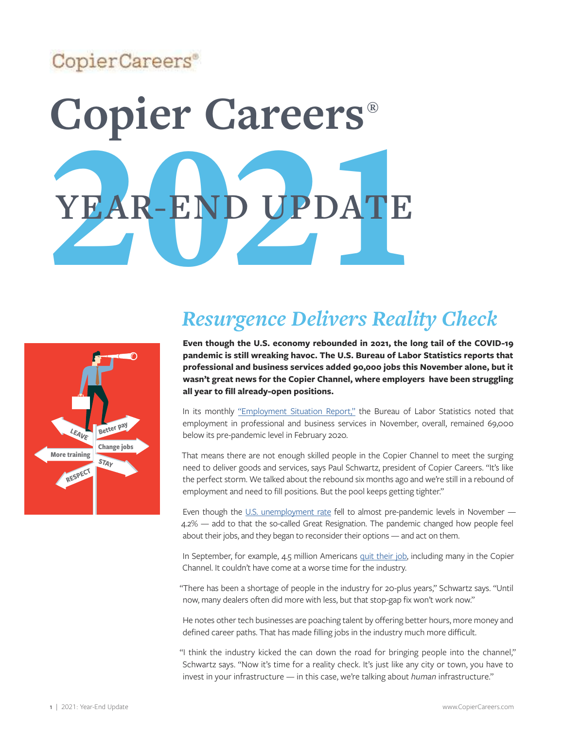CopierCareers®

# Copier Careers®

# 2021 YEAR-END UPDATE

## *Resurgence Delivers Reality Check*

**Even though the U.S. economy rebounded in 2021, the long tail of the COVID-19 pandemic is still wreaking havoc. The U.S. Bureau of Labor Statistics reports that professional and business services added 90,000 jobs this November alone, but it wasn't great news for the Copier Channel, where employers have been struggling all year to fill already-open positions.**

In its monthly "Employment Situation Report," the Bureau of Labor Statistics noted that employment in professional and business services in November, overall, remained 69,000 below its pre-pandemic level in February 2020.

That means there are not enough skilled people in the Copier Channel to meet the surging need to deliver goods and services, says Paul Schwartz, president of Copier Careers. "It's like the perfect storm. We talked about the rebound six months ago and we're still in a rebound of employment and need to fill positions. But the pool keeps getting tighter."

Even though the U.S. unemployment rate fell to almost pre-pandemic levels in November — 4.2% — add to that the so-called Great Resignation. The pandemic changed how people feel about their jobs, and they began to reconsider their options — and act on them.

In September, for example, 4.5 million Americans quit their job, including many in the Copier Channel. It couldn't have come at a worse time for the industry.

"There has been a shortage of people in the industry for 20-plus years," Schwartz says. "Until now, many dealers often did more with less, but that stop-gap fix won't work now."

He notes other tech businesses are poaching talent by offering better hours, more money and defined career paths. That has made filling jobs in the industry much more difficult.

"I think the industry kicked the can down the road for bringing people into the channel," Schwartz says. "Now it's time for a reality check. It's just like any city or town, you have to invest in your infrastructure — in this case, we're talking about *human* infrastructure."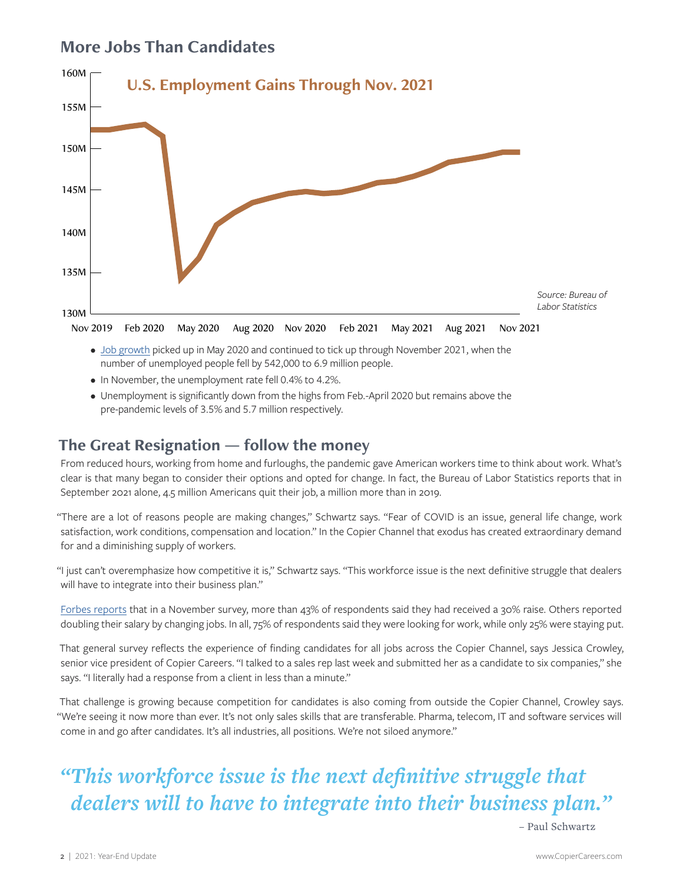## More Jobs Than Candidates

**U.S. Employment Gains Through Nov. 2021**

Source: Bureau of Labor Statistics

- Job growth picked up in May 2020 and continued to tick up through November 2021, when the number of unemployed people fell by 542,000 to 6.9 million people.
- In November, the unemployment rate fell 0.4% to 4.2%.
- Unemployment is significantly down from the highs from Feb.-April 2020 but remains above the pre-pandemic levels of 3.5% and 5.7 million respectively.

## The Great Resignation — follow the money

From reduced hours, working from home and furloughs, the pandemic gave American workers time to think about work. What's clear is that many began to consider their options and opted for change. In fact, the Bureau of Labor Statistics reports that in September 2021 alone, 4.5 million Americans quit their job, a million more than in 2019.

"There are a lot of reasons people are making changes," Schwartz says. "Fear of COVID is an issue, general life change, work satisfaction, work conditions, compensation and location." In the Copier Channel that exodus has created extraordinary demand for and a diminishing supply of workers.

"I just can't overemphasize how competitive it is," Schwartz says. "This workforce issue is the next definitive struggle that dealers will have to integrate into their business plan."

Forbes reports that in a November survey, more than 43% of respondents said they had received a 30% raise. Others reported doubling their salary by changing jobs. In all, 75% of respondents said they were looking for work, while only 25% were staying put.

That general survey reflects the experience of finding candidates for all jobs across the Copier Channel, says Jessica Crowley, senior vice president of Copier Careers. "I talked to a sales rep last week and submitted her as a candidate to six companies," she says. "I literally had a response from a client in less than a minute."

That challenge is growing because competition for candidates is also coming from outside the Copier Channel, Crowley says. "We're seeing it now more than ever. It's not only sales skills that are transferable. Pharma, telecom, IT and software services will come in and go after candidates. It's all industries, all positions. We're not siloed anymore."

*"This workforce issue is the next definitive struggle that dealers will to have to integrate into their business plan."*

– Paul Schwartz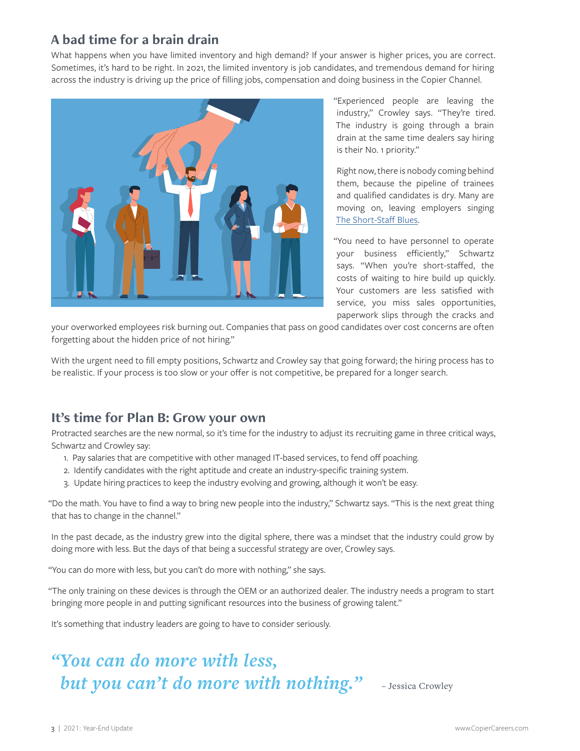## A bad time for a brain drain

What happens when you have limited inventory and high demand? If your answer is higher prices, you are correct. Sometimes, it's hard to be right. In 2021, the limited inventory is job candidates, and tremendous demand for hiring across the industry is driving up the price of filling jobs, compensation and doing business in the Copier Channel.

"Experienced people are leaving the industry," Crowley says. "They're tired. The industry is going through a brain drain at the same time dealers say hiring is their No. 1 priority."

Right now, there is nobody coming behind them, because the pipeline of trainees and qualified candidates is dry. Many are moving on, leaving employers singing The Short-Staff Blues.

"You need to have personnel to operate your business efficiently," Schwartz says. "When you're short-staffed, the costs of waiting to hire build up quickly. Your customers are less satisfied with service, you miss sales opportunities, paperwork slips through the cracks and your overworked employees risk burning out. Companies that pass on good candidates over cost concerns are often forgetting about the hidden price of not hiring."

With the urgent need to fill empty positions, Schwartz and Crowley say that going forward; the hiring process has to be realistic. If your process is too slow or your offer is not competitive, be prepared for a longer search.

## It's time for Plan B: Grow your own

Protracted searches are the new normal, so it's time for the industry to adjust its recruiting game in three critical ways, Schwartz and Crowley say:

1. Pay salaries that are competitive with other managed IT-based services, to fend off poaching.
2. Identify candidates with the right aptitude and create an industry-specific training system.
3. Update hiring practices to keep the industry evolving and growing, although it won't be easy.

"Do the math. You have to find a way to bring new people into the industry," Schwartz says. "This is the next great thing that has to change in the channel."

In the past decade, as the industry grew into the digital sphere, there was a mindset that the industry could grow by doing more with less. But the days of that being a successful strategy are over, Crowley says.

"You can do more with less, but you can't do more with nothing," she says.

"The only training on these devices is through the OEM or an authorized dealer. The industry needs a program to start bringing more people in and putting significant resources into the business of growing talent."

It's something that industry leaders are going to have to consider seriously.

> *"You can do more with less, but you can't do more with nothing."* – Jessica Crowley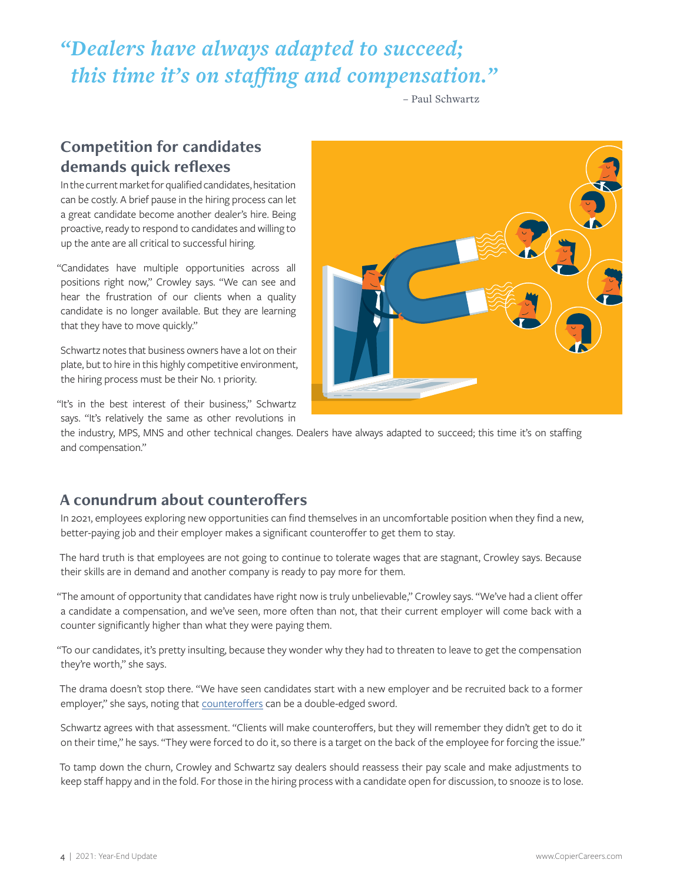> *"Dealers have always adapted to succeed; this time it's on staffing and compensation."*
>
> – Paul Schwartz

## Competition for candidates demands quick reflexes

In the current market for qualified candidates, hesitation can be costly. A brief pause in the hiring process can let a great candidate become another dealer's hire. Being proactive, ready to respond to candidates and willing to up the ante are all critical to successful hiring.

"Candidates have multiple opportunities across all positions right now," Crowley says. "We can see and hear the frustration of our clients when a quality candidate is no longer available. But they are learning that they have to move quickly."

Schwartz notes that business owners have a lot on their plate, but to hire in this highly competitive environment, the hiring process must be their No. 1 priority.

"It's in the best interest of their business," Schwartz says. "It's relatively the same as other revolutions in the industry, MPS, MNS and other technical changes. Dealers have always adapted to succeed; this time it's on staffing and compensation."

## A conundrum about counteroffers

In 2021, employees exploring new opportunities can find themselves in an uncomfortable position when they find a new, better-paying job and their employer makes a significant counteroffer to get them to stay.

The hard truth is that employees are not going to continue to tolerate wages that are stagnant, Crowley says. Because their skills are in demand and another company is ready to pay more for them.

"The amount of opportunity that candidates have right now is truly unbelievable," Crowley says. "We've had a client offer a candidate a compensation, and we've seen, more often than not, that their current employer will come back with a counter significantly higher than what they were paying them.

"To our candidates, it's pretty insulting, because they wonder why they had to threaten to leave to get the compensation they're worth," she says.

The drama doesn't stop there. "We have seen candidates start with a new employer and be recruited back to a former employer," she says, noting that counteroffers can be a double-edged sword.

Schwartz agrees with that assessment. "Clients will make counteroffers, but they will remember they didn't get to do it on their time," he says. "They were forced to do it, so there is a target on the back of the employee for forcing the issue."

To tamp down the churn, Crowley and Schwartz say dealers should reassess their pay scale and make adjustments to keep staff happy and in the fold. For those in the hiring process with a candidate open for discussion, to snooze is to lose.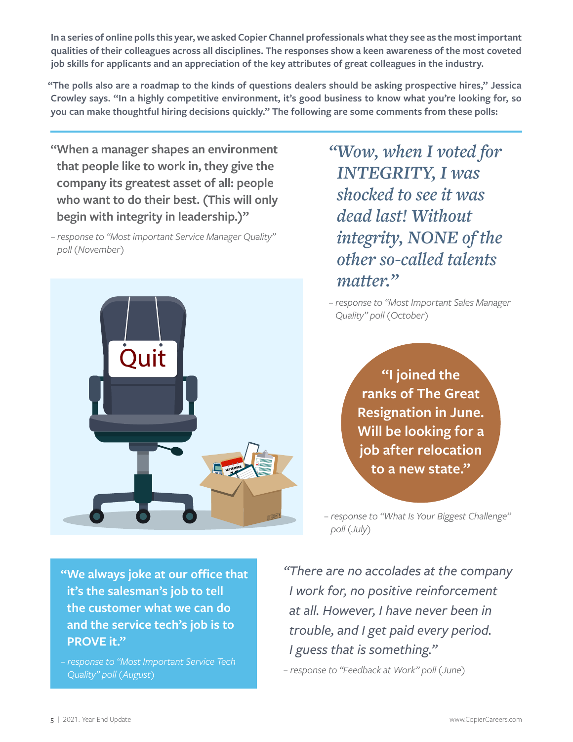**In a series of online polls this year, we asked Copier Channel professionals what they see as the most important qualities of their colleagues across all disciplines. The responses show a keen awareness of the most coveted job skills for applicants and an appreciation of the key attributes of great colleagues in the industry.**

**"The polls also are a roadmap to the kinds of questions dealers should be asking prospective hires," Jessica Crowley says. "In a highly competitive environment, it's good business to know what you're looking for, so you can make thoughtful hiring decisions quickly." The following are some comments from these polls:**

---

**"When a manager shapes an environment that people like to work in, they give the company its greatest asset of all: people who want to do their best. (This will only begin with integrity in leadership.)"**

*– response to "Most important Service Manager Quality" poll (November)*

*"Wow, when I voted for INTEGRITY, I was shocked to see it was dead last! Without integrity, NONE of the other so-called talents matter."*

*– response to "Most Important Sales Manager Quality" poll (October)*

**"I joined the ranks of The Great Resignation in June. Will be looking for a job after relocation to a new state."**

*– response to "What Is Your Biggest Challenge" poll (July)*

**"We always joke at our office that it's the salesman's job to tell the customer what we can do and the service tech's job is to PROVE it."**

*– response to "Most Important Service Tech Quality" poll (August)*

*"There are no accolades at the company I work for, no positive reinforcement at all. However, I have never been in trouble, and I get paid every period. I guess that is something."*

*– response to "Feedback at Work" poll (June)*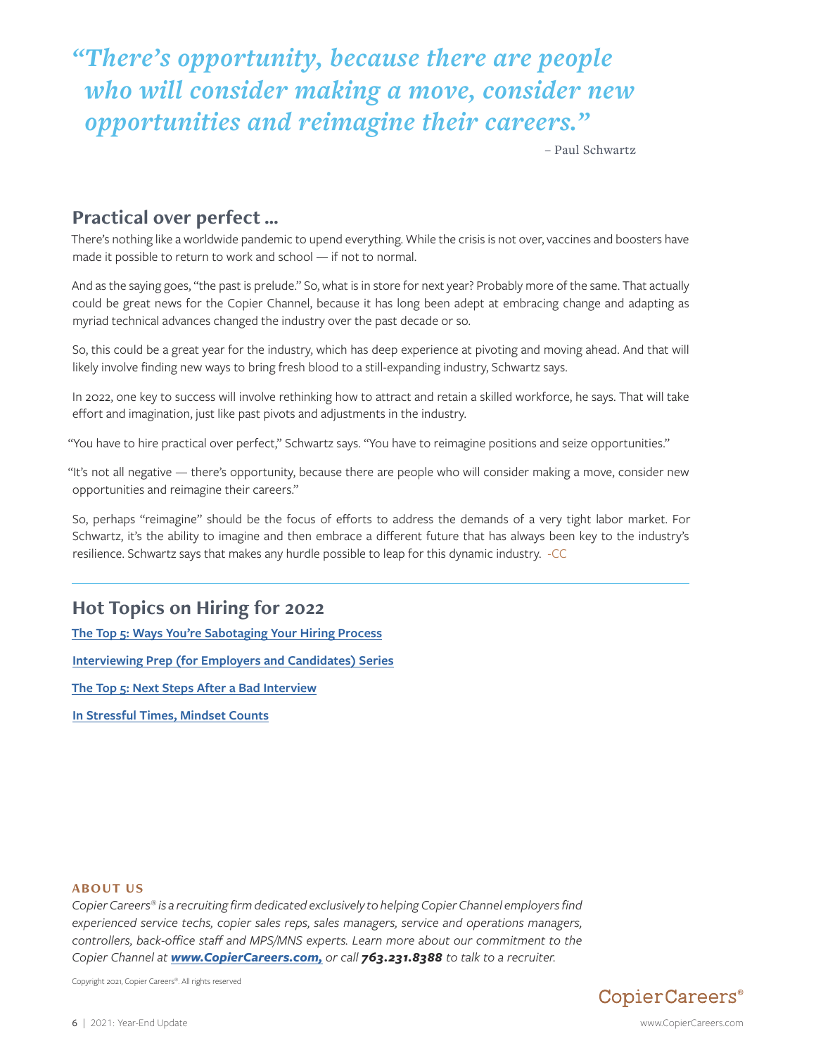*"There's opportunity, because there are people who will consider making a move, consider new opportunities and reimagine their careers."*

– Paul Schwartz

## Practical over perfect ...

There's nothing like a worldwide pandemic to upend everything. While the crisis is not over, vaccines and boosters have made it possible to return to work and school — if not to normal.

And as the saying goes, "the past is prelude." So, what is in store for next year? Probably more of the same. That actually could be great news for the Copier Channel, because it has long been adept at embracing change and adapting as myriad technical advances changed the industry over the past decade or so.

So, this could be a great year for the industry, which has deep experience at pivoting and moving ahead. And that will likely involve finding new ways to bring fresh blood to a still-expanding industry, Schwartz says.

In 2022, one key to success will involve rethinking how to attract and retain a skilled workforce, he says. That will take effort and imagination, just like past pivots and adjustments in the industry.

"You have to hire practical over perfect," Schwartz says. "You have to reimagine positions and seize opportunities."

"It's not all negative — there's opportunity, because there are people who will consider making a move, consider new opportunities and reimagine their careers."

So, perhaps "reimagine" should be the focus of efforts to address the demands of a very tight labor market. For Schwartz, it's the ability to imagine and then embrace a different future that has always been key to the industry's resilience. Schwartz says that makes any hurdle possible to leap for this dynamic industry. -CC

---

## Hot Topics on Hiring for 2022

**The Top 5: Ways You're Sabotaging Your Hiring Process**

**Interviewing Prep (for Employers and Candidates) Series**

**The Top 5: Next Steps After a Bad Interview**

**In Stressful Times, Mindset Counts**

**ABOUT US**

*Copier Careers® is a recruiting firm dedicated exclusively to helping Copier Channel employers find experienced service techs, copier sales reps, sales managers, service and operations managers, controllers, back-office staff and MPS/MNS experts. Learn more about our commitment to the Copier Channel at **www.CopierCareers.com,** or call **763.231.8388** to talk to a recruiter.*

Copyright 2021, Copier Careers®. All rights reserved

CopierCareers®